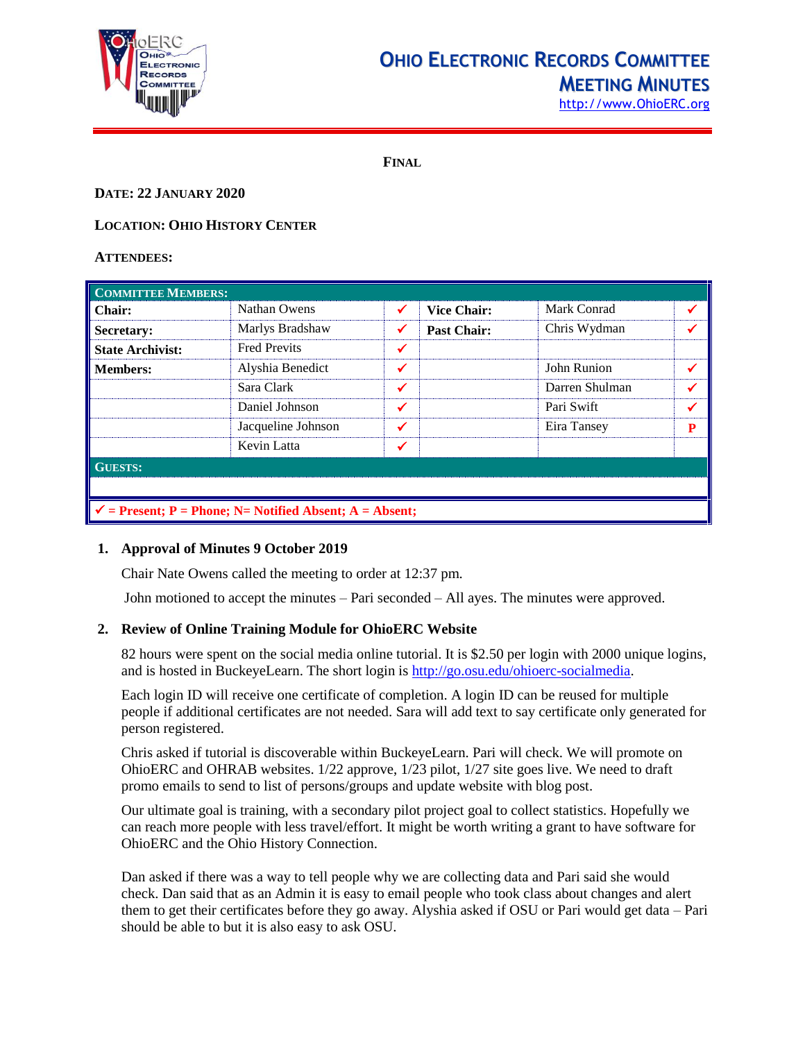# Ohio Electronic Records Committee Meeting Minutes

http://www.OhioERC.org

**FINAL**

**DATE: 22 JANUARY 2020**

**LOCATION: OHIO HISTORY CENTER**

**ATTENDEES:**

| COMMITTEE MEMBERS: | | | | | |
|---|---|---|---|---|---|
| **Chair:** | Nathan Owens | ✓ | **Vice Chair:** | Mark Conrad | ✓ |
| **Secretary:** | Marlys Bradshaw | ✓ | **Past Chair:** | Chris Wydman | ✓ |
| **State Archivist:** | Fred Previts | ✓ | | | |
| **Members:** | Alyshia Benedict | ✓ | | John Runion | ✓ |
| | Sara Clark | ✓ | | Darren Shulman | ✓ |
| | Daniel Johnson | ✓ | | Pari Swift | ✓ |
| | Jacqueline Johnson | ✓ | | Eira Tansey | P |
| | Kevin Latta | ✓ | | | |
| **GUESTS:** | | | | | |
| | | | | | |

✓ = Present; P = Phone; N= Notified Absent; A = Absent;

1. **Approval of Minutes 9 October 2019**

   Chair Nate Owens called the meeting to order at 12:37 pm.

   John motioned to accept the minutes – Pari seconded – All ayes. The minutes were approved.

2. **Review of Online Training Module for OhioERC Website**

   82 hours were spent on the social media online tutorial. It is $2.50 per login with 2000 unique logins, and is hosted in BuckeyeLearn. The short login is http://go.osu.edu/ohioerc-socialmedia.

   Each login ID will receive one certificate of completion. A login ID can be reused for multiple people if additional certificates are not needed. Sara will add text to say certificate only generated for person registered.

   Chris asked if tutorial is discoverable within BuckeyeLearn. Pari will check. We will promote on OhioERC and OHRAB websites. 1/22 approve, 1/23 pilot, 1/27 site goes live. We need to draft promo emails to send to list of persons/groups and update website with blog post.

   Our ultimate goal is training, with a secondary pilot project goal to collect statistics. Hopefully we can reach more people with less travel/effort. It might be worth writing a grant to have software for OhioERC and the Ohio History Connection.

   Dan asked if there was a way to tell people why we are collecting data and Pari said she would check. Dan said that as an Admin it is easy to email people who took class about changes and alert them to get their certificates before they go away. Alyshia asked if OSU or Pari would get data – Pari should be able to but it is also easy to ask OSU.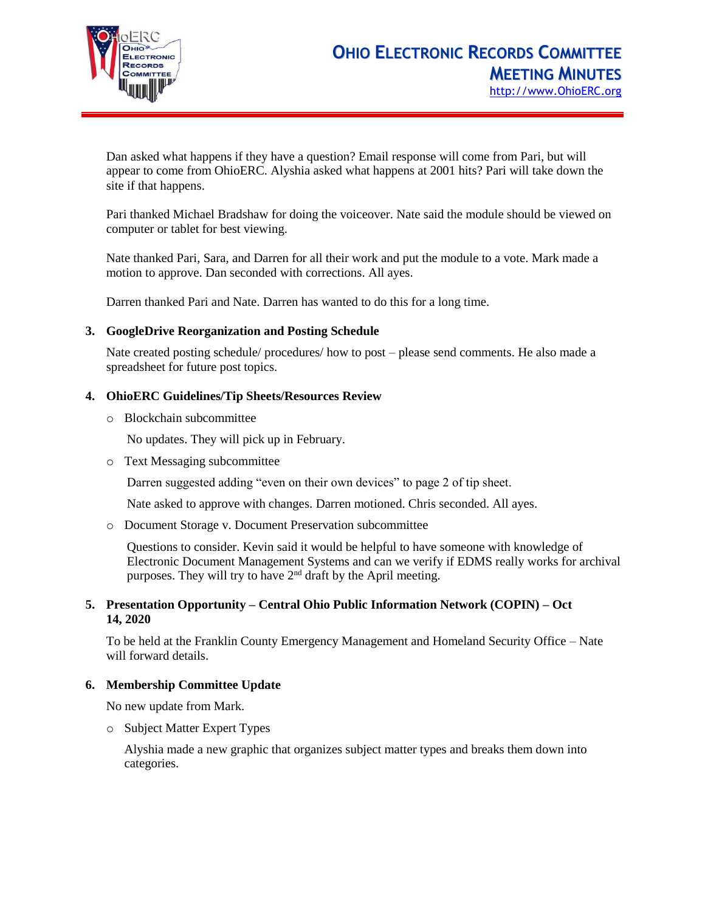Dan asked what happens if they have a question? Email response will come from Pari, but will appear to come from OhioERC. Alyshia asked what happens at 2001 hits? Pari will take down the site if that happens.

Pari thanked Michael Bradshaw for doing the voiceover. Nate said the module should be viewed on computer or tablet for best viewing.

Nate thanked Pari, Sara, and Darren for all their work and put the module to a vote. Mark made a motion to approve. Dan seconded with corrections. All ayes.

Darren thanked Pari and Nate. Darren has wanted to do this for a long time.

**3. GoogleDrive Reorganization and Posting Schedule**

Nate created posting schedule/ procedures/ how to post – please send comments. He also made a spreadsheet for future post topics.

**4. OhioERC Guidelines/Tip Sheets/Resources Review**

- Blockchain subcommittee

  No updates. They will pick up in February.

- Text Messaging subcommittee

  Darren suggested adding "even on their own devices" to page 2 of tip sheet.

  Nate asked to approve with changes. Darren motioned. Chris seconded. All ayes.

- Document Storage v. Document Preservation subcommittee

  Questions to consider. Kevin said it would be helpful to have someone with knowledge of Electronic Document Management Systems and can we verify if EDMS really works for archival purposes. They will try to have 2nd draft by the April meeting.

**5. Presentation Opportunity – Central Ohio Public Information Network (COPIN) – Oct 14, 2020**

To be held at the Franklin County Emergency Management and Homeland Security Office – Nate will forward details.

**6. Membership Committee Update**

No new update from Mark.

- Subject Matter Expert Types

  Alyshia made a new graphic that organizes subject matter types and breaks them down into categories.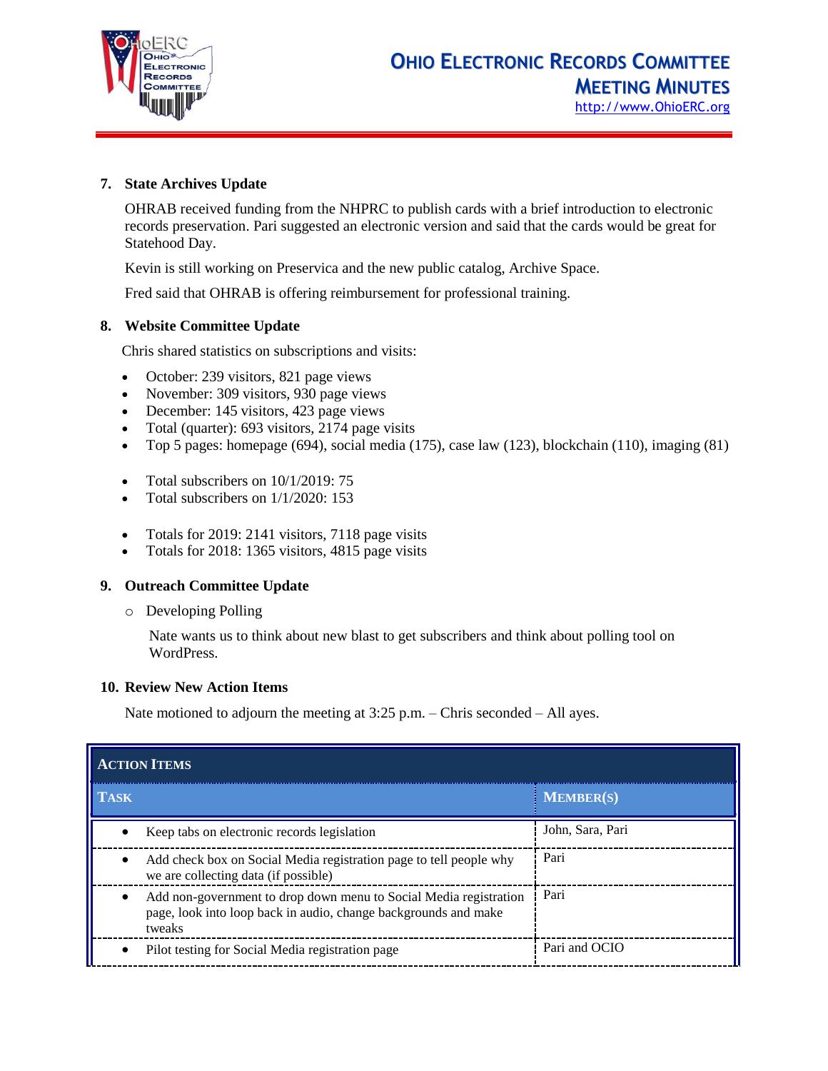**7. State Archives Update**

OHRAB received funding from the NHPRC to publish cards with a brief introduction to electronic records preservation. Pari suggested an electronic version and said that the cards would be great for Statehood Day.

Kevin is still working on Preservica and the new public catalog, Archive Space.

Fred said that OHRAB is offering reimbursement for professional training.

**8. Website Committee Update**

Chris shared statistics on subscriptions and visits:

- October: 239 visitors, 821 page views
- November: 309 visitors, 930 page views
- December: 145 visitors, 423 page views
- Total (quarter): 693 visitors, 2174 page visits
- Top 5 pages: homepage (694), social media (175), case law (123), blockchain (110), imaging (81)

- Total subscribers on 10/1/2019: 75
- Total subscribers on 1/1/2020: 153

- Totals for 2019: 2141 visitors, 7118 page visits
- Totals for 2018: 1365 visitors, 4815 page visits

**9. Outreach Committee Update**

- Developing Polling

  Nate wants us to think about new blast to get subscribers and think about polling tool on WordPress.

**10. Review New Action Items**

Nate motioned to adjourn the meeting at 3:25 p.m. – Chris seconded – All ayes.

| **ACTION ITEMS** | |
|---|---|
| **TASK** | **MEMBER(S)** |
| • Keep tabs on electronic records legislation | John, Sara, Pari |
| • Add check box on Social Media registration page to tell people why we are collecting data (if possible) | Pari |
| • Add non-government to drop down menu to Social Media registration page, look into loop back in audio, change backgrounds and make tweaks | Pari |
| • Pilot testing for Social Media registration page | Pari and OCIO |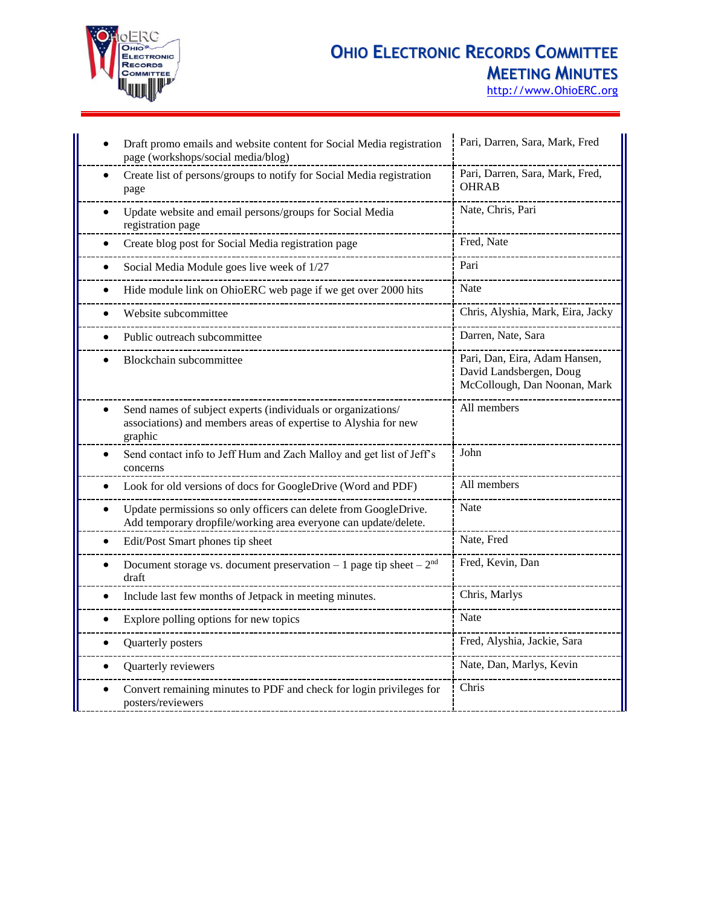| | |
|---|---|
| • Draft promo emails and website content for Social Media registration page (workshops/social media/blog) | Pari, Darren, Sara, Mark, Fred |
| • Create list of persons/groups to notify for Social Media registration page | Pari, Darren, Sara, Mark, Fred, OHRAB |
| • Update website and email persons/groups for Social Media registration page | Nate, Chris, Pari |
| • Create blog post for Social Media registration page | Fred, Nate |
| • Social Media Module goes live week of 1/27 | Pari |
| • Hide module link on OhioERC web page if we get over 2000 hits | Nate |
| • Website subcommittee | Chris, Alyshia, Mark, Eira, Jacky |
| • Public outreach subcommittee | Darren, Nate, Sara |
| • Blockchain subcommittee | Pari, Dan, Eira, Adam Hansen, David Landsbergen, Doug McCollough, Dan Noonan, Mark |
| • Send names of subject experts (individuals or organizations/ associations) and members areas of expertise to Alyshia for new graphic | All members |
| • Send contact info to Jeff Hum and Zach Malloy and get list of Jeff's concerns | John |
| • Look for old versions of docs for GoogleDrive (Word and PDF) | All members |
| • Update permissions so only officers can delete from GoogleDrive. Add temporary dropfile/working area everyone can update/delete. | Nate |
| • Edit/Post Smart phones tip sheet | Nate, Fred |
| • Document storage vs. document preservation – 1 page tip sheet – 2nd draft | Fred, Kevin, Dan |
| • Include last few months of Jetpack in meeting minutes. | Chris, Marlys |
| • Explore polling options for new topics | Nate |
| • Quarterly posters | Fred, Alyshia, Jackie, Sara |
| • Quarterly reviewers | Nate, Dan, Marlys, Kevin |
| • Convert remaining minutes to PDF and check for login privileges for posters/reviewers | Chris |